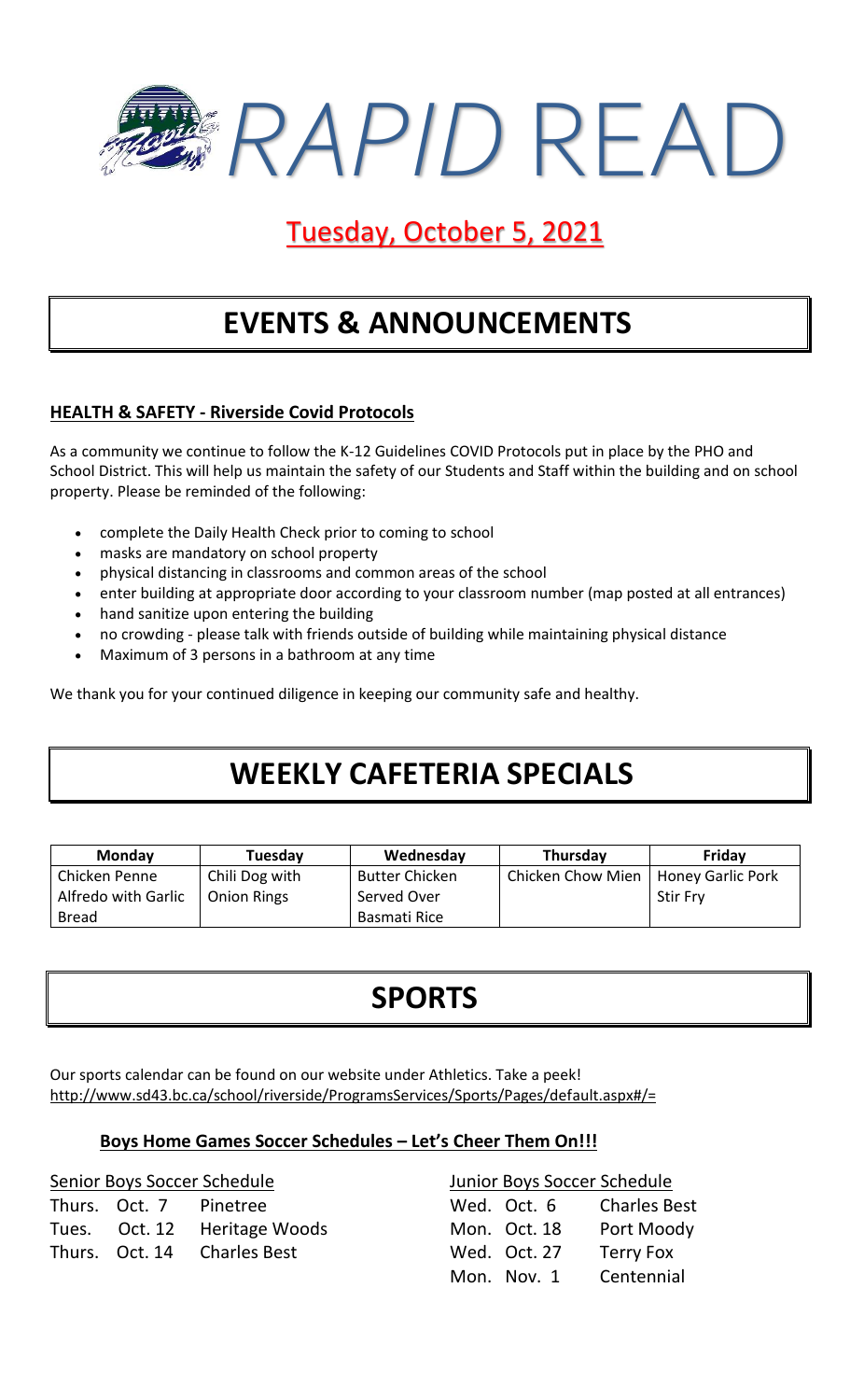# *RAPID* READ

## Tuesday, October 5, 2021

# EVENTS & ANNOUNCEMENTS

### HEALTH & SAFETY - Riverside Covid Protocols

As a community we continue to follow the K-12 Guidelines COVID Protocols put in place by the PHO and School District. This will help us maintain the safety of our Students and Staff within the building and on school property. Please be reminded of the following:

- complete the Daily Health Check prior to coming to school
- masks are mandatory on school property
- physical distancing in classrooms and common areas of the school
- enter building at appropriate door according to your classroom number (map posted at all entrances)
- hand sanitize upon entering the building
- no crowding - please talk with friends outside of building while maintaining physical distance
- Maximum of 3 persons in a bathroom at any time

We thank you for your continued diligence in keeping our community safe and healthy.

# WEEKLY CAFETERIA SPECIALS

| Monday | Tuesday | Wednesday | Thursday | Friday |
|---|---|---|---|---|
| Chicken Penne Alfredo with Garlic Bread | Chili Dog with Onion Rings | Butter Chicken Served Over Basmati Rice | Chicken Chow Mien | Honey Garlic Pork Stir Fry |

# SPORTS

Our sports calendar can be found on our website under Athletics. Take a peek!
http://www.sd43.bc.ca/school/riverside/ProgramsServices/Sports/Pages/default.aspx#/=

### Boys Home Games Soccer Schedules – Let's Cheer Them On!!!

Senior Boys Soccer Schedule

| | | |
|---|---|---|
| Thurs. | Oct. 7 | Pinetree |
| Tues. | Oct. 12 | Heritage Woods |
| Thurs. | Oct. 14 | Charles Best |

Junior Boys Soccer Schedule

| | | |
|---|---|---|
| Wed. | Oct. 6 | Charles Best |
| Mon. | Oct. 18 | Port Moody |
| Wed. | Oct. 27 | Terry Fox |
| Mon. | Nov. 1 | Centennial |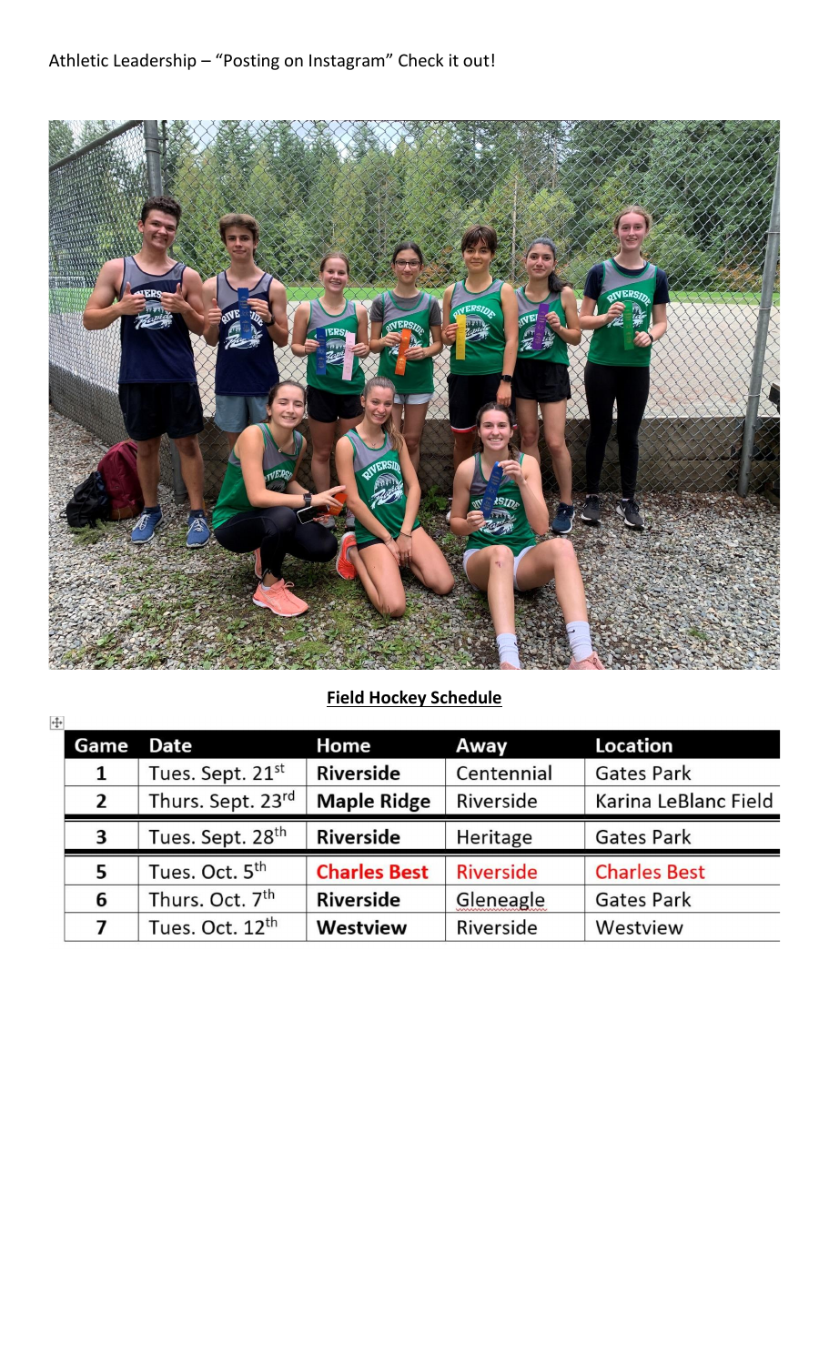Athletic Leadership – "Posting on Instagram" Check it out!

**Field Hockey Schedule**

| Game | Date | Home | Away | Location |
|---|---|---|---|---|
| 1 | Tues. Sept. 21st | **Riverside** | Centennial | Gates Park |
| 2 | Thurs. Sept. 23rd | **Maple Ridge** | Riverside | Karina LeBlanc Field |
| 3 | Tues. Sept. 28th | **Riverside** | Heritage | Gates Park |
| 5 | Tues. Oct. 5th | **Charles Best** | Riverside | Charles Best |
| 6 | Thurs. Oct. 7th | **Riverside** | Gleneagle | Gates Park |
| 7 | Tues. Oct. 12th | **Westview** | Riverside | Westview |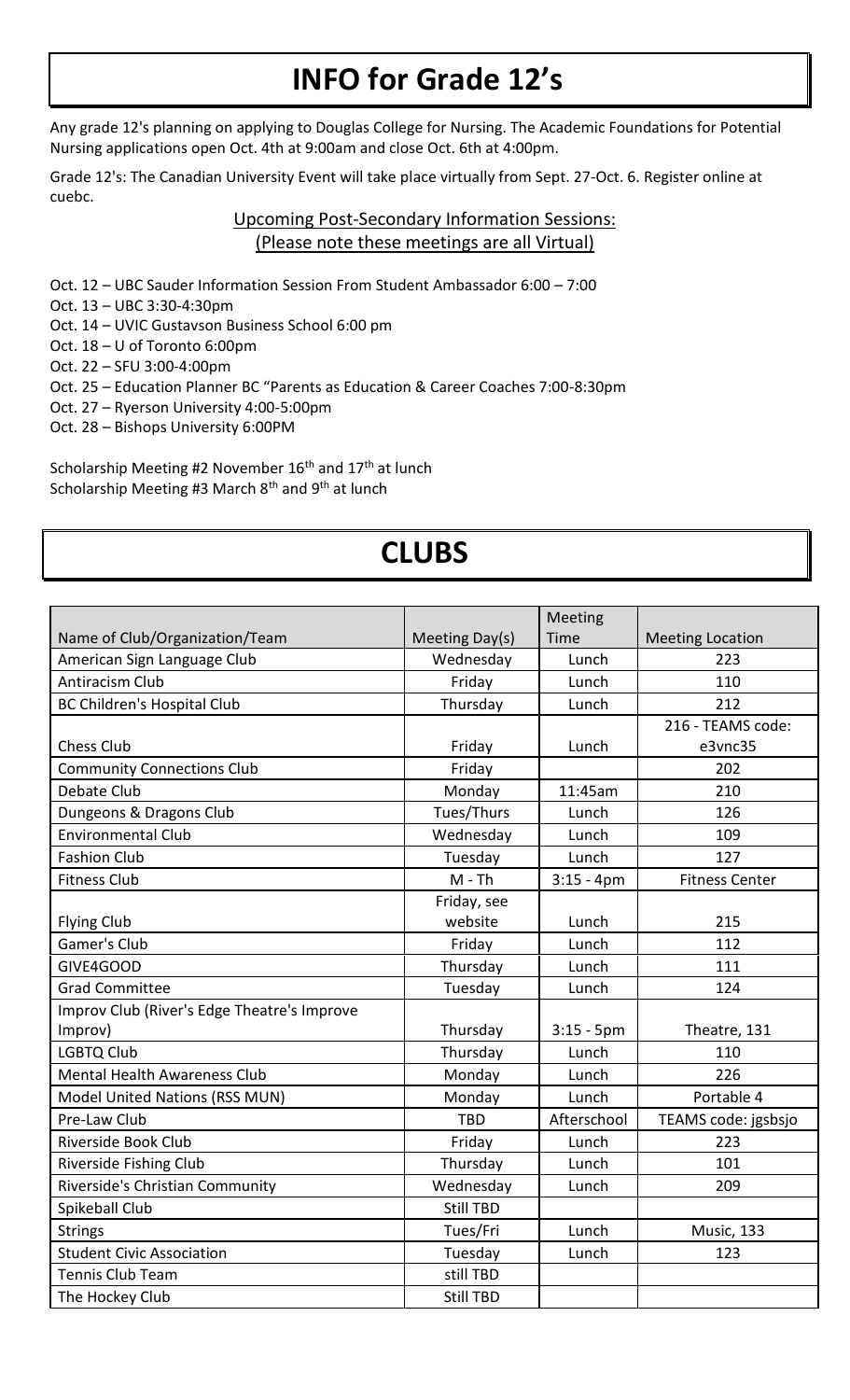# INFO for Grade 12's

Any grade 12's planning on applying to Douglas College for Nursing. The Academic Foundations for Potential Nursing applications open Oct. 4th at 9:00am and close Oct. 6th at 4:00pm.

Grade 12's: The Canadian University Event will take place virtually from Sept. 27-Oct. 6. Register online at cuebc.

Upcoming Post-Secondary Information Sessions:
(Please note these meetings are all Virtual)

Oct. 12 – UBC Sauder Information Session From Student Ambassador 6:00 – 7:00
Oct. 13 – UBC 3:30-4:30pm
Oct. 14 – UVIC Gustavson Business School 6:00 pm
Oct. 18 – U of Toronto 6:00pm
Oct. 22 – SFU 3:00-4:00pm
Oct. 25 – Education Planner BC "Parents as Education & Career Coaches 7:00-8:30pm
Oct. 27 – Ryerson University 4:00-5:00pm
Oct. 28 – Bishops University 6:00PM

Scholarship Meeting #2 November 16th and 17th at lunch
Scholarship Meeting #3 March 8th and 9th at lunch

# CLUBS

| Name of Club/Organization/Team | Meeting Day(s) | Meeting Time | Meeting Location |
|---|---|---|---|
| American Sign Language Club | Wednesday | Lunch | 223 |
| Antiracism Club | Friday | Lunch | 110 |
| BC Children's Hospital Club | Thursday | Lunch | 212 |
| Chess Club | Friday | Lunch | 216 - TEAMS code: e3vnc35 |
| Community Connections Club | Friday | | 202 |
| Debate Club | Monday | 11:45am | 210 |
| Dungeons & Dragons Club | Tues/Thurs | Lunch | 126 |
| Environmental Club | Wednesday | Lunch | 109 |
| Fashion Club | Tuesday | Lunch | 127 |
| Fitness Club | M - Th | 3:15 - 4pm | Fitness Center |
| Flying Club | Friday, see website | Lunch | 215 |
| Gamer's Club | Friday | Lunch | 112 |
| GIVE4GOOD | Thursday | Lunch | 111 |
| Grad Committee | Tuesday | Lunch | 124 |
| Improv Club (River's Edge Theatre's Improve Improv) | Thursday | 3:15 - 5pm | Theatre, 131 |
| LGBTQ Club | Thursday | Lunch | 110 |
| Mental Health Awareness Club | Monday | Lunch | 226 |
| Model United Nations (RSS MUN) | Monday | Lunch | Portable 4 |
| Pre-Law Club | TBD | Afterschool | TEAMS code: jgsbsjo |
| Riverside Book Club | Friday | Lunch | 223 |
| Riverside Fishing Club | Thursday | Lunch | 101 |
| Riverside's Christian Community | Wednesday | Lunch | 209 |
| Spikeball Club | Still TBD | | |
| Strings | Tues/Fri | Lunch | Music, 133 |
| Student Civic Association | Tuesday | Lunch | 123 |
| Tennis Club Team | still TBD | | |
| The Hockey Club | Still TBD | | |